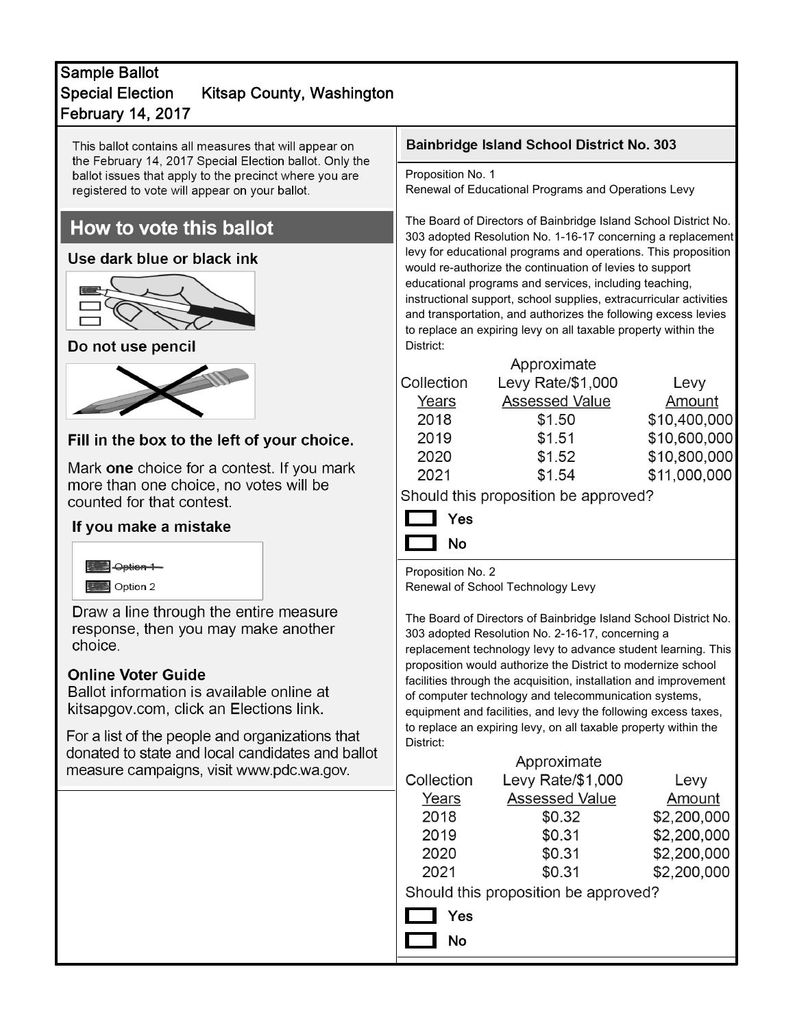# Sample Ballot

**Special Election Kitsap County, Washington**

**February 14, 2017**

This ballot contains all measures that will appear on the February 14, 2017 Special Election ballot. Only the ballot issues that apply to the precinct where you are registered to vote will appear on your ballot.

## How to vote this ballot

### Use dark blue or black ink

### Do not use pencil

### Fill in the box to the left of your choice.

Mark **one** choice for a contest. If you mark more than one choice, no votes will be counted for that contest.

### If you make a mistake

~~Option 1~~

Option 2

Draw a line through the entire measure response, then you may make another choice.

### Online Voter Guide

Ballot information is available online at kitsapgov.com, click an Elections link.

For a list of the people and organizations that donated to state and local candidates and ballot measure campaigns, visit www.pdc.wa.gov.

## Bainbridge Island School District No. 303

Proposition No. 1

Renewal of Educational Programs and Operations Levy

The Board of Directors of Bainbridge Island School District No. 303 adopted Resolution No. 1-16-17 concerning a replacement levy for educational programs and operations. This proposition would re-authorize the continuation of levies to support educational programs and services, including teaching, instructional support, school supplies, extracurricular activities and transportation, and authorizes the following excess levies to replace an expiring levy on all taxable property within the District:

| Collection Years | Approximate Levy Rate/$1,000 Assessed Value | Levy Amount |
|---|---|---|
| 2018 | $1.50 | $10,400,000 |
| 2019 | $1.51 | $10,600,000 |
| 2020 | $1.52 | $10,800,000 |
| 2021 | $1.54 | $11,000,000 |

Should this proposition be approved?

☐ **Yes**

☐ **No**

Proposition No. 2

Renewal of School Technology Levy

The Board of Directors of Bainbridge Island School District No. 303 adopted Resolution No. 2-16-17, concerning a replacement technology levy to advance student learning. This proposition would authorize the District to modernize school facilities through the acquisition, installation and improvement of computer technology and telecommunication systems, equipment and facilities, and levy the following excess taxes, to replace an expiring levy, on all taxable property within the District:

| Collection Years | Approximate Levy Rate/$1,000 Assessed Value | Levy Amount |
|---|---|---|
| 2018 | $0.32 | $2,200,000 |
| 2019 | $0.31 | $2,200,000 |
| 2020 | $0.31 | $2,200,000 |
| 2021 | $0.31 | $2,200,000 |

Should this proposition be approved?

☐ **Yes**

☐ **No**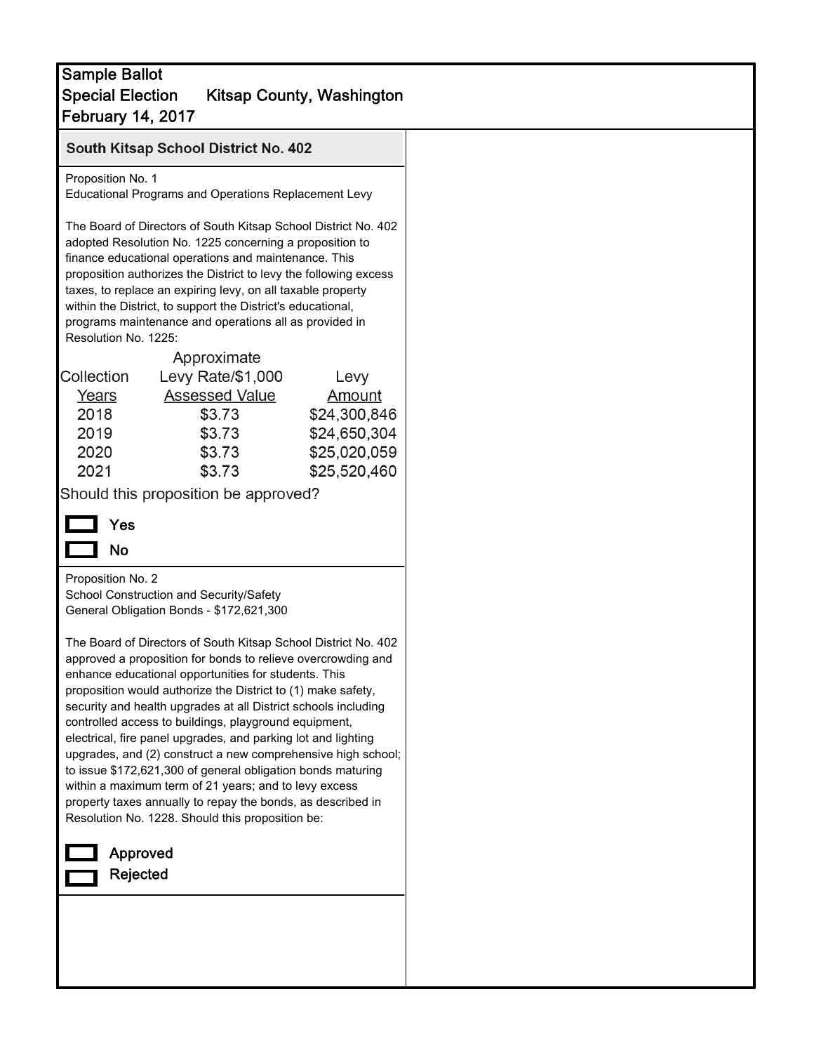# Sample Ballot

## Special Election Kitsap County, Washington

## February 14, 2017

### South Kitsap School District No. 402

Proposition No. 1
Educational Programs and Operations Replacement Levy

The Board of Directors of South Kitsap School District No. 402 adopted Resolution No. 1225 concerning a proposition to finance educational operations and maintenance. This proposition authorizes the District to levy the following excess taxes, to replace an expiring levy, on all taxable property within the District, to support the District's educational, programs maintenance and operations all as provided in Resolution No. 1225:

| Collection Years | Approximate Levy Rate/$1,000 Assessed Value | Levy Amount |
|---|---|---|
| 2018 | $3.73 | $24,300,846 |
| 2019 | $3.73 | $24,650,304 |
| 2020 | $3.73 | $25,020,059 |
| 2021 | $3.73 | $25,520,460 |

Should this proposition be approved?

☐ Yes

☐ No

Proposition No. 2
School Construction and Security/Safety
General Obligation Bonds - $172,621,300

The Board of Directors of South Kitsap School District No. 402 approved a proposition for bonds to relieve overcrowding and enhance educational opportunities for students. This proposition would authorize the District to (1) make safety, security and health upgrades at all District schools including controlled access to buildings, playground equipment, electrical, fire panel upgrades, and parking lot and lighting upgrades, and (2) construct a new comprehensive high school; to issue $172,621,300 of general obligation bonds maturing within a maximum term of 21 years; and to levy excess property taxes annually to repay the bonds, as described in Resolution No. 1228. Should this proposition be:

☐ Approved

☐ Rejected